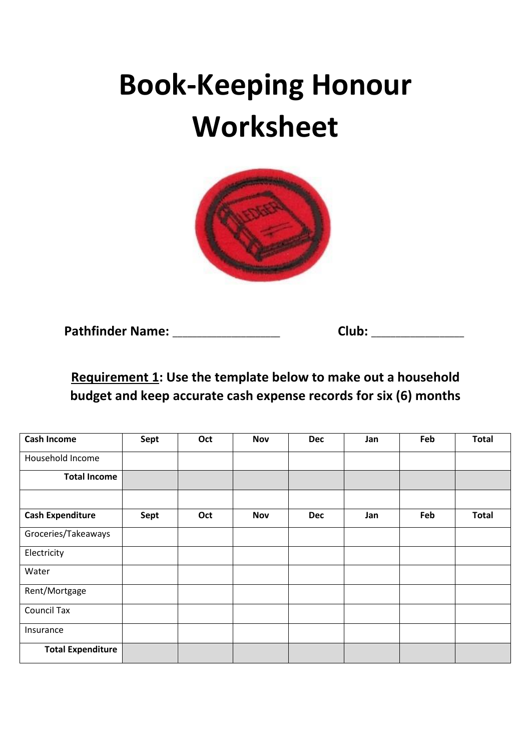# Book-Keeping Honour Worksheet

**Pathfinder Name:** ________________ **Club:** ______________

**<u>Requirement 1</u>: Use the template below to make out a household budget and keep accurate cash expense records for six (6) months**

| Cash Income | Sept | Oct | Nov | Dec | Jan | Feb | Total |
|---|---|---|---|---|---|---|---|
| Household Income | | | | | | | |
| **Total Income** | | | | | | | |
| | | | | | | | |
| **Cash Expenditure** | **Sept** | **Oct** | **Nov** | **Dec** | **Jan** | **Feb** | **Total** |
| Groceries/Takeaways | | | | | | | |
| Electricity | | | | | | | |
| Water | | | | | | | |
| Rent/Mortgage | | | | | | | |
| Council Tax | | | | | | | |
| Insurance | | | | | | | |
| **Total Expenditure** | | | | | | | |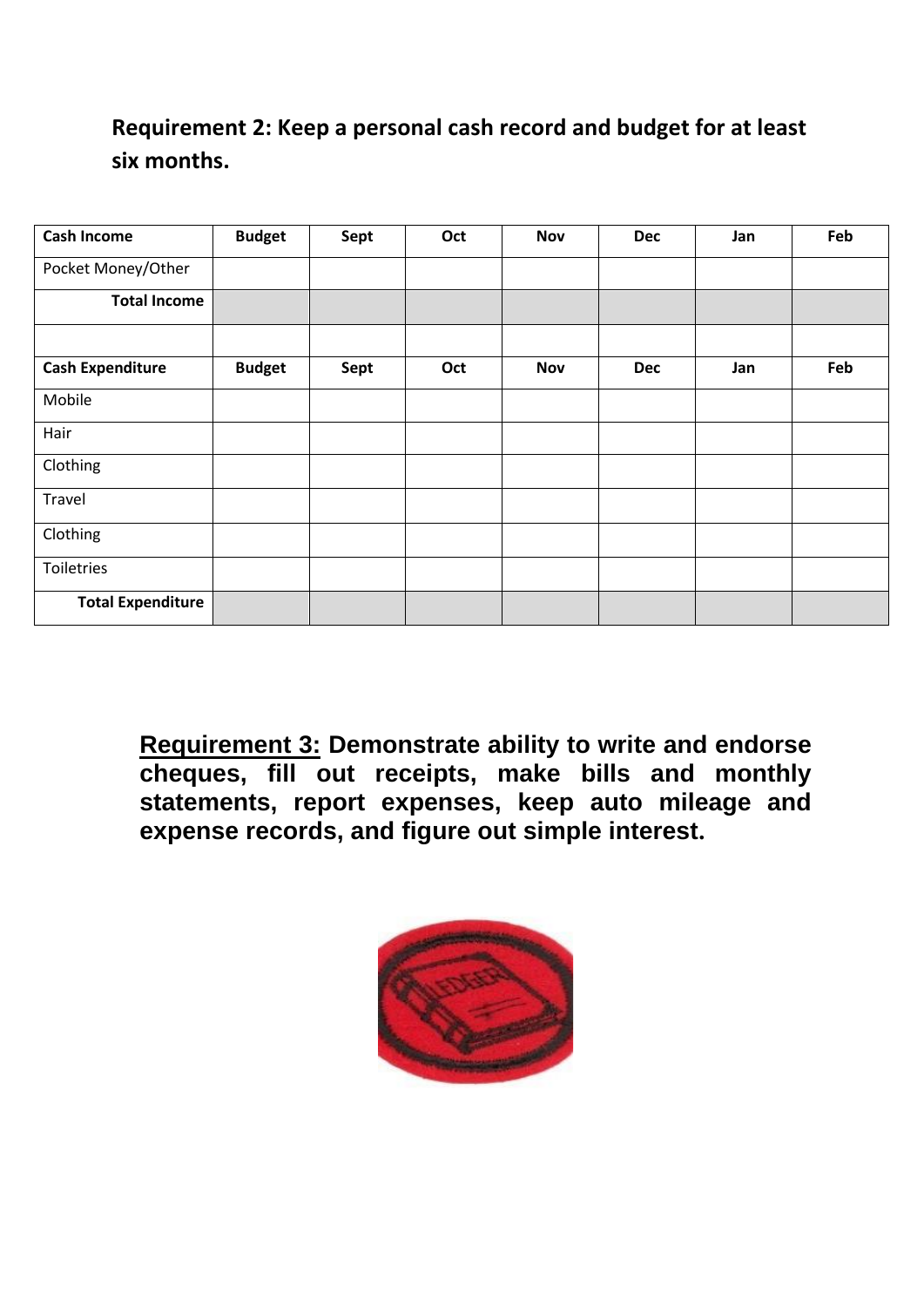## Requirement 2: Keep a personal cash record and budget for at least six months.

| Cash Income | Budget | Sept | Oct | Nov | Dec | Jan | Feb |
| --- | --- | --- | --- | --- | --- | --- | --- |
| Pocket Money/Other | | | | | | | |
| **Total Income** | | | | | | | |
| | | | | | | | |
| **Cash Expenditure** | **Budget** | **Sept** | **Oct** | **Nov** | **Dec** | **Jan** | **Feb** |
| Mobile | | | | | | | |
| Hair | | | | | | | |
| Clothing | | | | | | | |
| Travel | | | | | | | |
| Clothing | | | | | | | |
| Toiletries | | | | | | | |
| **Total Expenditure** | | | | | | | |

**<u>Requirement 3:</u> Demonstrate ability to write and endorse cheques, fill out receipts, make bills and monthly statements, report expenses, keep auto mileage and expense records, and figure out simple interest.**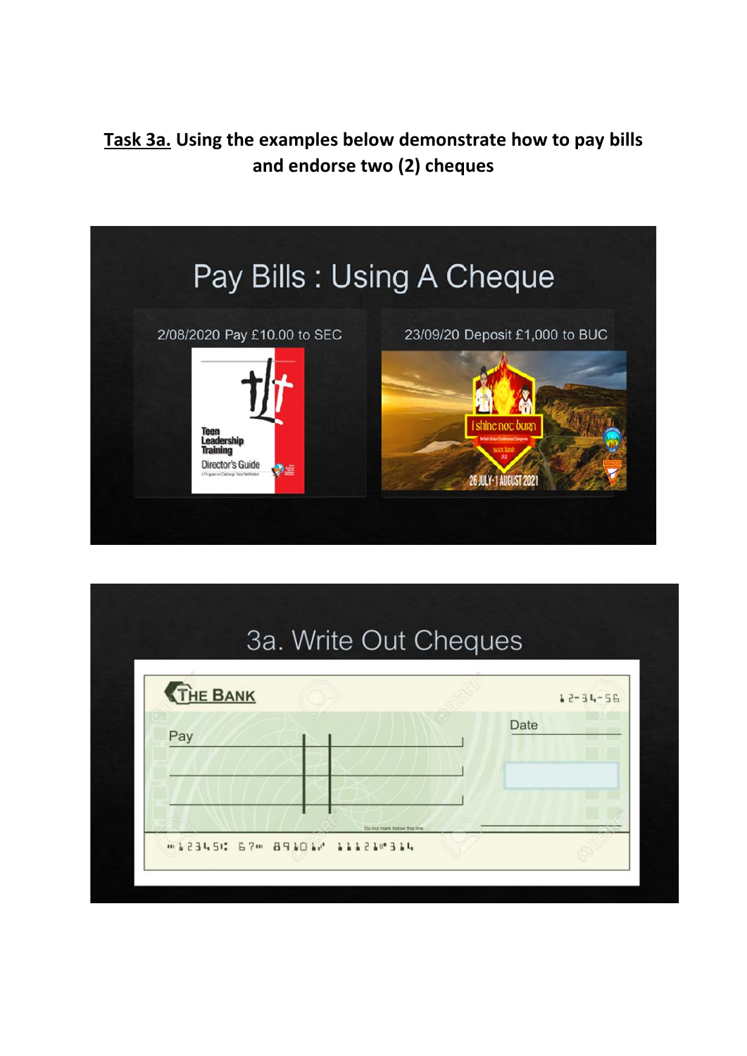**<u>Task 3a.</u> Using the examples below demonstrate how to pay bills and endorse two (2) cheques**

## Pay Bills : Using A Cheque

2/08/2020 Pay £10.00 to SEC

23/09/20 Deposit £1,000 to BUC

## 3a. Write Out Cheques

THE BANK

12-34-56

Pay

Date

Do not mark below this line

⑈123456⑆ 67⑈ 89101⑇ 11121⑈314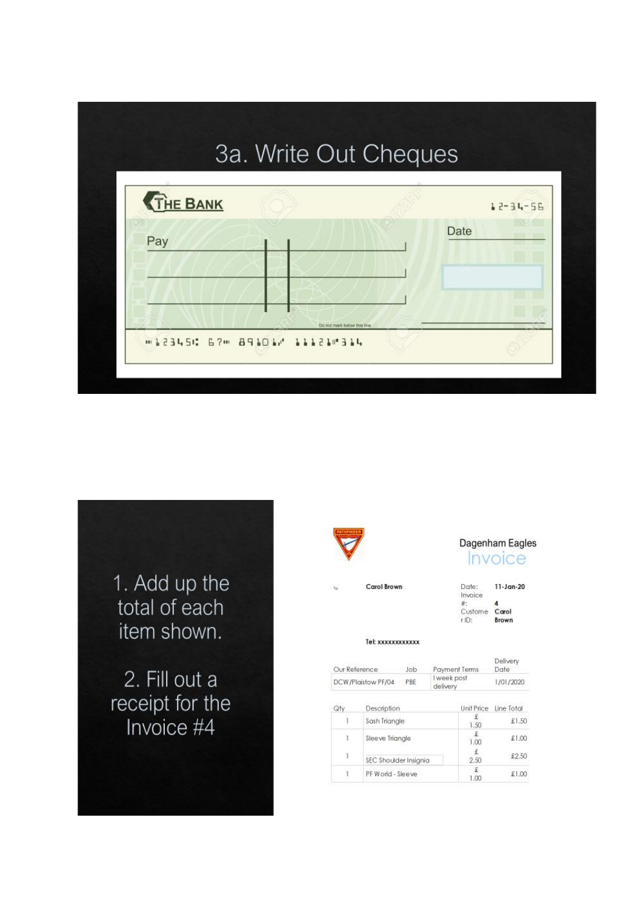# 3a. Write Out Cheques

THE BANK  12-34-56

Pay

Date

Do not mark below this line

⑈123456⑆ 67⑈ 8910⑆ 111213⑈314

1. Add up the total of each item shown.

2. Fill out a receipt for the Invoice #4

PATHFINDER

Dagenham Eagles

Invoice

To: Carol Brown

Date: 11-Jan-20
Invoice #: 4
Customer ID: Carol Brown

Tel: xxxxxxxxxxxx

| Our Reference | Job | Payment Terms | Delivery Date |
|---|---|---|---|
| DCW/Plaistow PF/04 | PBE | 1 week post delivery | 1/01/2020 |

| Qty | Description | Unit Price | Line Total |
|---|---|---|---|
| 1 | Sash Triangle | £ 1.50 | £1.50 |
| 1 | Sleeve Triangle | £ 1.00 | £1.00 |
| 1 | SEC Shoulder Insignia | £ 2.50 | £2.50 |
| 1 | PF World - Sleeve | £ 1.00 | £1.00 |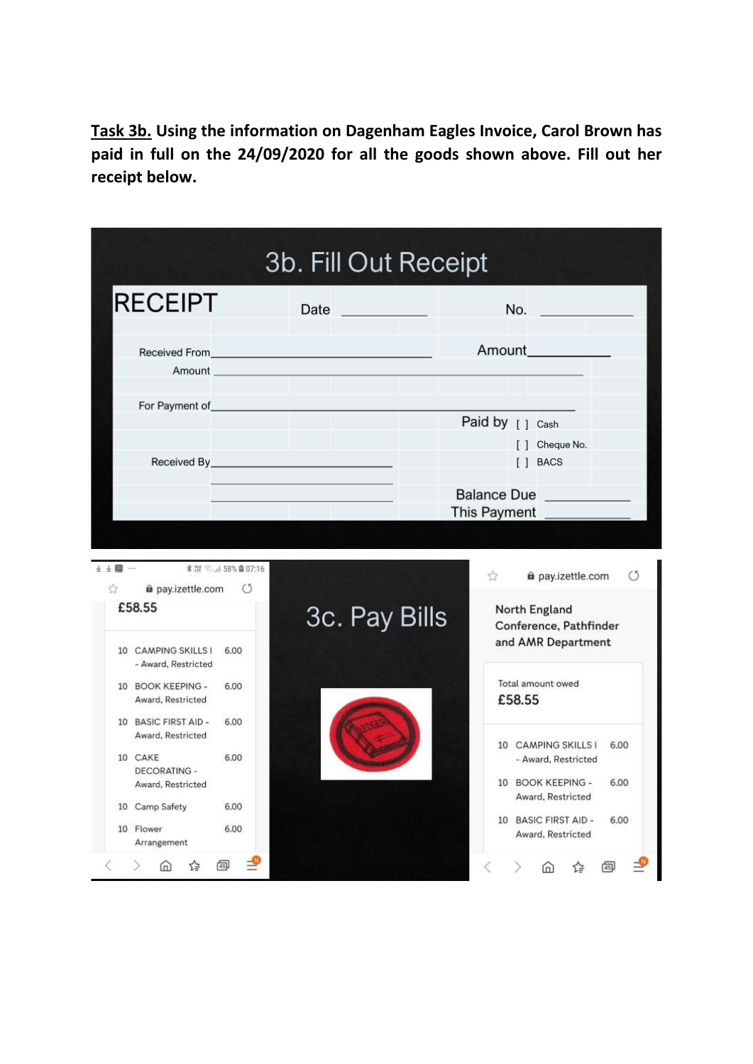**Task 3b.** **Using the information on Dagenham Eagles Invoice, Carol Brown has paid in full on the 24/09/2020 for all the goods shown above. Fill out her receipt below.**

## 3b. Fill Out Receipt

**RECEIPT** Date ____________ No. ____________

Received From ______________________________ Amount ____________

Amount ______________________________________________

For Payment of ______________________________________

Paid by [ ] Cash

[ ] Cheque No.

Received By ________________________ [ ] BACS

________________________

________________________ Balance Due ____________

This Payment ____________

## 3c. Pay Bills

pay.izettle.com

£58.55

| Qty | Item | Price |
| --- | --- | --- |
| 10 | CAMPING SKILLS I - Award, Restricted | 6.00 |
| 10 | BOOK KEEPING - Award, Restricted | 6.00 |
| 10 | BASIC FIRST AID - Award, Restricted | 6.00 |
| 10 | CAKE DECORATING - Award, Restricted | 6.00 |
| 10 | Camp Safety | 6.00 |
| 10 | Flower Arrangement | 6.00 |

pay.izettle.com

North England Conference, Pathfinder and AMR Department

Total amount owed

£58.55

| Qty | Item | Price |
| --- | --- | --- |
| 10 | CAMPING SKILLS I - Award, Restricted | 6.00 |
| 10 | BOOK KEEPING - Award, Restricted | 6.00 |
| 10 | BASIC FIRST AID - Award, Restricted | 6.00 |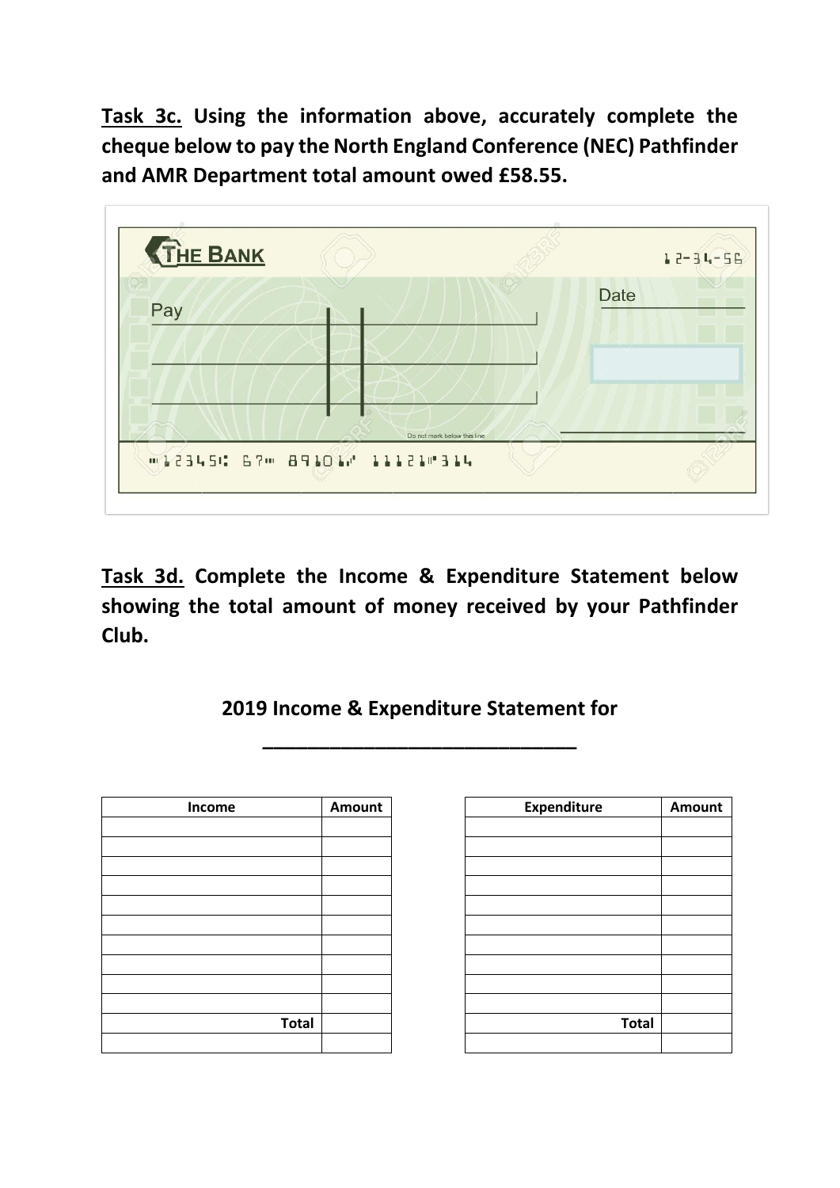**Task 3c.** Using the information above, accurately complete the cheque below to pay the North England Conference (NEC) Pathfinder and AMR Department total amount owed £58.55.

THE BANK

12-34-56

Pay

Date

Do not mark below this line

⑈123456⑆ 67⑈ 891011⑈ 111211⑈314

**Task 3d.** Complete the Income & Expenditure Statement below showing the total amount of money received by your Pathfinder Club.

**2019 Income & Expenditure Statement for**

**____________________________**

| Income | Amount |
|---|---|
| | |
| | |
| | |
| | |
| | |
| | |
| | |
| | |
| | |
| | |
| **Total** | |
| | |

| Expenditure | Amount |
|---|---|
| | |
| | |
| | |
| | |
| | |
| | |
| | |
| | |
| | |
| | |
| **Total** | |
| | |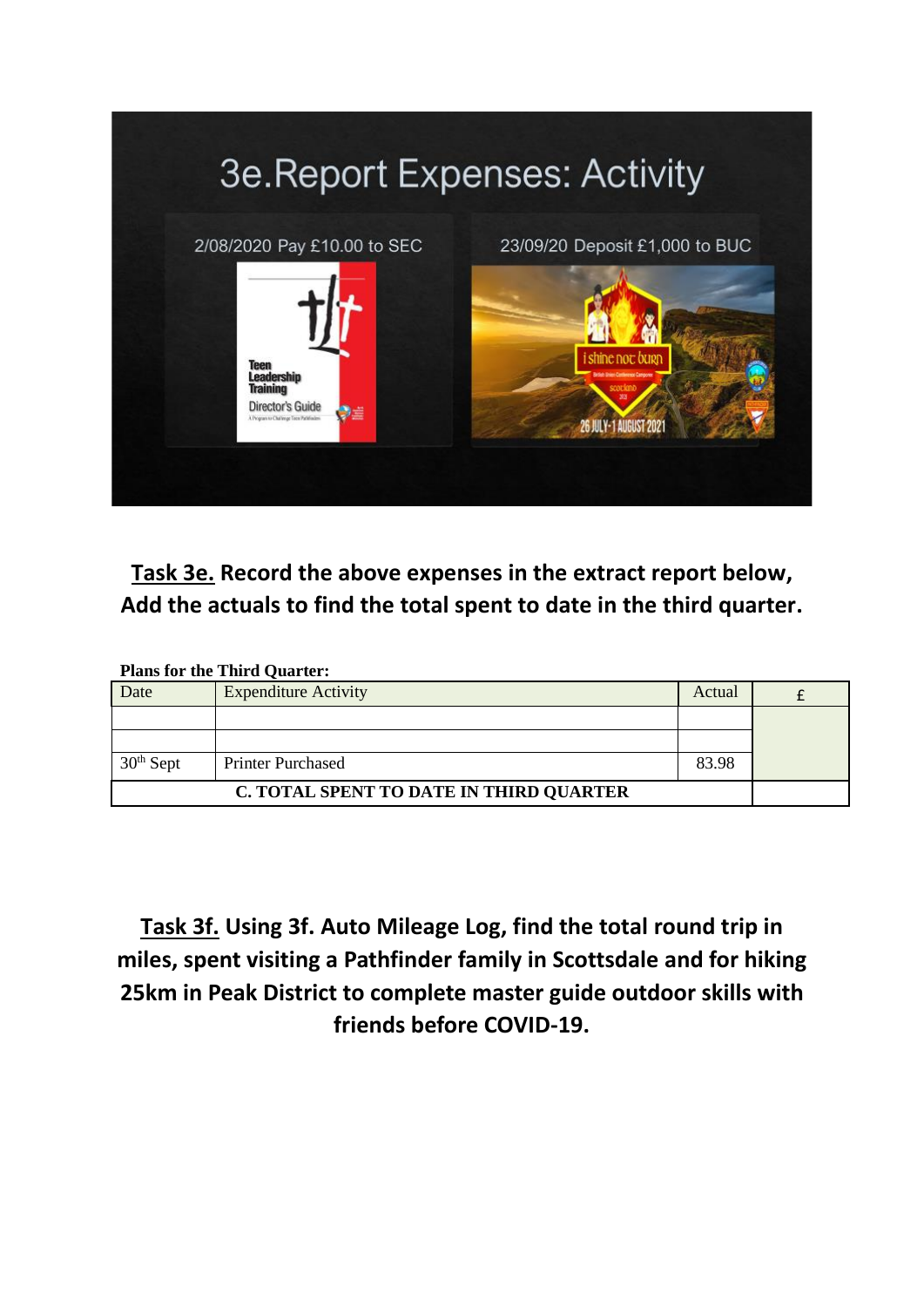## 3e.Report Expenses: Activity

2/08/2020 Pay £10.00 to SEC

23/09/20 Deposit £1,000 to BUC

**<u>Task 3e.</u> Record the above expenses in the extract report below, Add the actuals to find the total spent to date in the third quarter.**

**Plans for the Third Quarter:**

| Date | Expenditure Activity | Actual | £ |
|---|---|---|---|
| | | | |
| | | | |
| 30th Sept | Printer Purchased | 83.98 | |
| **C. TOTAL SPENT TO DATE IN THIRD QUARTER** | | | |

**<u>Task 3f.</u> Using 3f. Auto Mileage Log, find the total round trip in miles, spent visiting a Pathfinder family in Scottsdale and for hiking 25km in Peak District to complete master guide outdoor skills with friends before COVID-19.**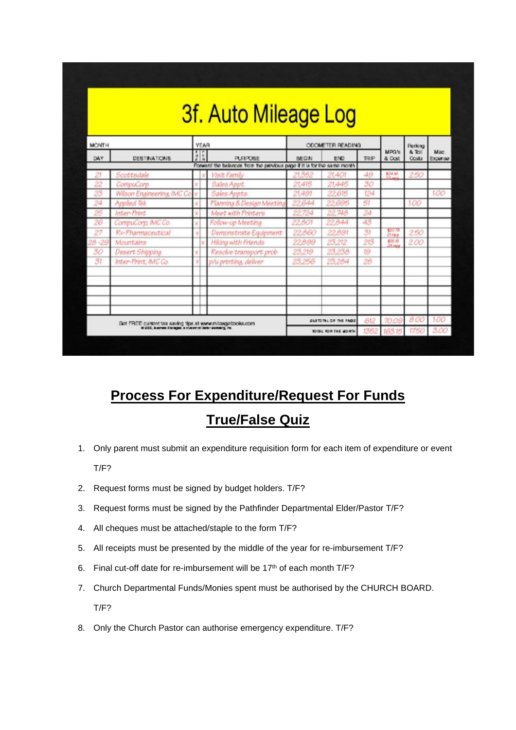# 3f. Auto Mileage Log

| MONTH | | YEAR | | | ODOMETER READING | | | MPG's & Cost | Parking & Toll Costs | Misc. Expense |
|---|---|---|---|---|---|---|---|---|---|---|
| DAY | DESTINATIONS | B U S | P E R | PURPOSE | BEGIN | END | TRIP | | | |
| Forward the balances from the previous page if it is for the same month | | | | | | | | | | |
| 21 | Scottsdale | | x | Visit Family | 21,352 | 21,401 | 49 | $24.30 | 2.50 | |
| 22 | CompuCorp | x | | Sales Appt. | 21,415 | 21,445 | 30 | | | |
| 23 | Wilson Engineering, IMC Co | x | | Sales Appts. | 21,491 | 22,615 | 124 | | | 1.00 |
| 24 | Applied Tek | x | | Planning & Design Meeting | 22,644 | 22,695 | 51 | | 1.00 | |
| 25 | Inter-Print | x | | Meet with Printers | 22,724 | 22,748 | 24 | | | |
| 26 | CompuCorp, IMC Co. | x | | Follow-up Meeting | 22,801 | 22,844 | 43 | | | |
| 27 | Rx-Pharmaceutical | x | | Demonstrate Equipment | 22,860 | 22,891 | 31 | $20.78 | 2.50 | |
| 28-29 | Mountains | | x | Hiking with Friends | 22,899 | 23,212 | 213 | $25.15 | 2.00 | |
| 30 | Desert Shipping | x | | Resolve transport prob. | 23,219 | 23,238 | 19 | | | |
| 31 | Inter-Print, IMC Co. | x | | p/u printing, deliver | 23,256 | 23,284 | 28 | | | |
| | | | | | | | | | | |
| | | | | | | | | | | |
| | | | | | | | | | | |
| | | | | | | | | | | |
| | | | | | | | | | | |
| Get FREE current tax saving tips at www.mileagebooks.com | | | | | SUBTOTAL OF THE PAGE | | 612 | 70.09 | 8.00 | 1.00 |
| | | | | | TOTAL FOR THE MONTH | | 1352 | 163.15 | 17.50 | 3.00 |

## Process For Expenditure/Request For Funds

## True/False Quiz

1. Only parent must submit an expenditure requisition form for each item of expenditure or event T/F?
2. Request forms must be signed by budget holders. T/F?
3. Request forms must be signed by the Pathfinder Departmental Elder/Pastor T/F?
4. All cheques must be attached/staple to the form T/F?
5. All receipts must be presented by the middle of the year for re-imbursement T/F?
6. Final cut-off date for re-imbursement will be 17th of each month T/F?
7. Church Departmental Funds/Monies spent must be authorised by the CHURCH BOARD. T/F?
8. Only the Church Pastor can authorise emergency expenditure. T/F?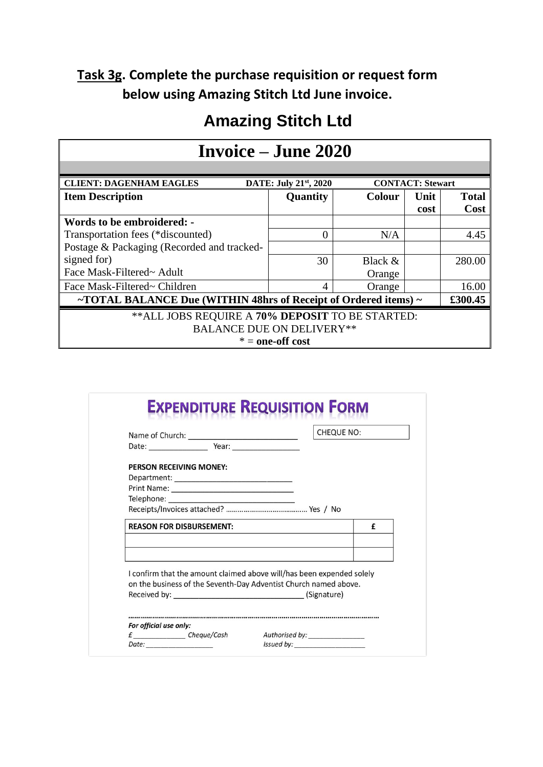## **Task 3g**. Complete the purchase requisition or request form below using Amazing Stitch Ltd June invoice.

# Amazing Stitch Ltd

| **Invoice – June 2020** | | | | |
|---|---|---|---|---|
| **CLIENT: DAGENHAM EAGLES** | **DATE: July 21st, 2020** | | **CONTACT: Stewart** | |
| **Item Description** | **Quantity** | **Colour** | **Unit cost** | **Total Cost** |
| **Words to be embroidered: -** | | | | |
| Transportation fees (*discounted) | 0 | N/A | | 4.45 |
| Postage & Packaging (Recorded and tracked-signed for) | | | | |
| Face Mask-Filtered~ Adult | 30 | Black & Orange | | 280.00 |
| Face Mask-Filtered~ Children | 4 | Orange | | 16.00 |
| **~TOTAL BALANCE Due (WITHIN 48hrs of Receipt of Ordered items) ~** | | | | **£300.45** |
| **ALL JOBS REQUIRE A **70% DEPOSIT** TO BE STARTED: BALANCE DUE ON DELIVERY** <br> * = **one-off cost** | | | | |

## EXPENDITURE REQUISITION FORM

Name of Church: ______________________ CHEQUE NO:

Date: ____________ Year: ______________

**PERSON RECEIVING MONEY:**

Department: ________________________

Print Name: ________________________

Telephone: _________________________

Receipts/Invoices attached? ......................................... Yes / No

| **REASON FOR DISBURSEMENT:** | **£** |
|---|---|
| | |
| | |

I confirm that the amount claimed above will/has been expended solely on the business of the Seventh-Day Adventist Church named above.

Received by: ____________________________ (Signature)

.........................................................................................................................

***For official use only:***

*£ ____________ Cheque/Cash* *Authorised by: ______________*

*Date: ________________* *Issued by: ________________*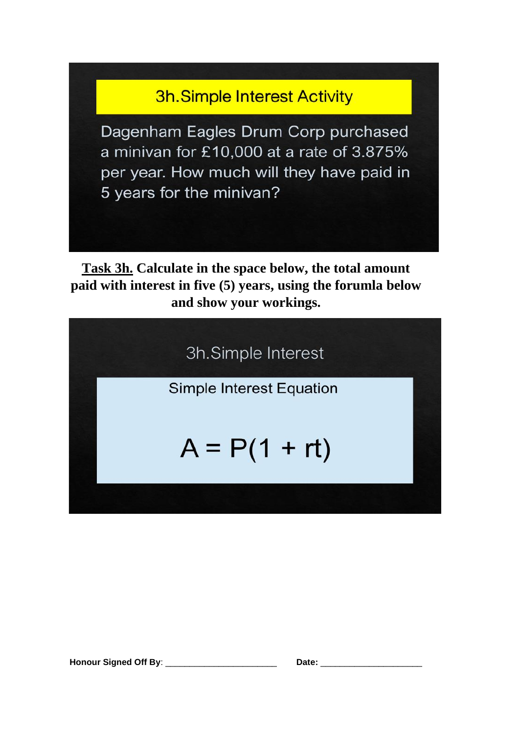## 3h.Simple Interest Activity

Dagenham Eagles Drum Corp purchased a minivan for £10,000 at a rate of 3.875% per year. How much will they have paid in 5 years for the minivan?

**Task 3h. Calculate in the space below, the total amount paid with interest in five (5) years, using the forumla below and show your workings.**

## 3h.Simple Interest

Simple Interest Equation

$$A = P(1 + rt)$$

**Honour Signed Off By**: ______________________ **Date:** ____________________